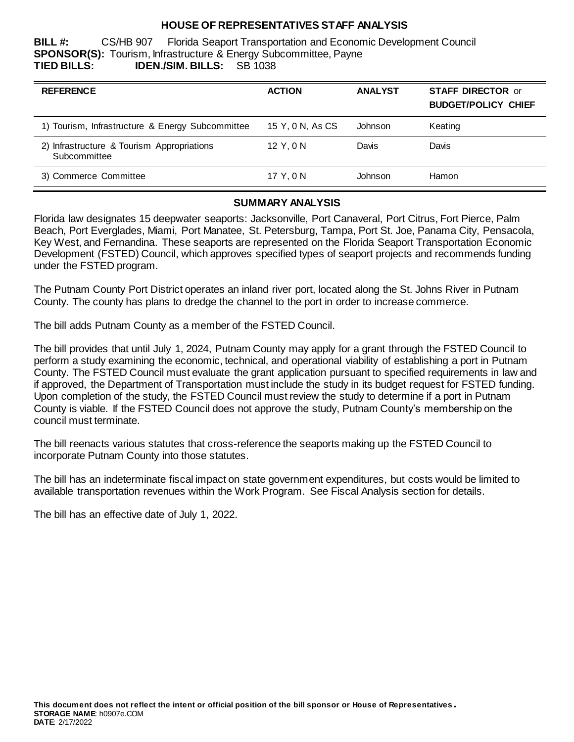# HOUSE OF REPRESENTATIVES STAFF ANALYSIS

**BILL #:** CS/HB 907 Florida Seaport Transportation and Economic Development Council
**SPONSOR(S):** Tourism, Infrastructure & Energy Subcommittee, Payne
**TIED BILLS:** **IDEN./SIM. BILLS:** SB 1038

| REFERENCE | ACTION | ANALYST | STAFF DIRECTOR or BUDGET/POLICY CHIEF |
|---|---|---|---|
| 1) Tourism, Infrastructure & Energy Subcommittee | 15 Y, 0 N, As CS | Johnson | Keating |
| 2) Infrastructure & Tourism Appropriations Subcommittee | 12 Y, 0 N | Davis | Davis |
| 3) Commerce Committee | 17 Y, 0 N | Johnson | Hamon |

## SUMMARY ANALYSIS

Florida law designates 15 deepwater seaports: Jacksonville, Port Canaveral, Port Citrus, Fort Pierce, Palm Beach, Port Everglades, Miami, Port Manatee, St. Petersburg, Tampa, Port St. Joe, Panama City, Pensacola, Key West, and Fernandina. These seaports are represented on the Florida Seaport Transportation Economic Development (FSTED) Council, which approves specified types of seaport projects and recommends funding under the FSTED program.

The Putnam County Port District operates an inland river port, located along the St. Johns River in Putnam County. The county has plans to dredge the channel to the port in order to increase commerce.

The bill adds Putnam County as a member of the FSTED Council.

The bill provides that until July 1, 2024, Putnam County may apply for a grant through the FSTED Council to perform a study examining the economic, technical, and operational viability of establishing a port in Putnam County. The FSTED Council must evaluate the grant application pursuant to specified requirements in law and if approved, the Department of Transportation must include the study in its budget request for FSTED funding. Upon completion of the study, the FSTED Council must review the study to determine if a port in Putnam County is viable. If the FSTED Council does not approve the study, Putnam County's membership on the council must terminate.

The bill reenacts various statutes that cross-reference the seaports making up the FSTED Council to incorporate Putnam County into those statutes.

The bill has an indeterminate fiscal impact on state government expenditures, but costs would be limited to available transportation revenues within the Work Program. See Fiscal Analysis section for details.

The bill has an effective date of July 1, 2022.

**This document does not reflect the intent or official position of the bill sponsor or House of Representatives.**
**STORAGE NAME**: h0907e.COM
**DATE**: 2/17/2022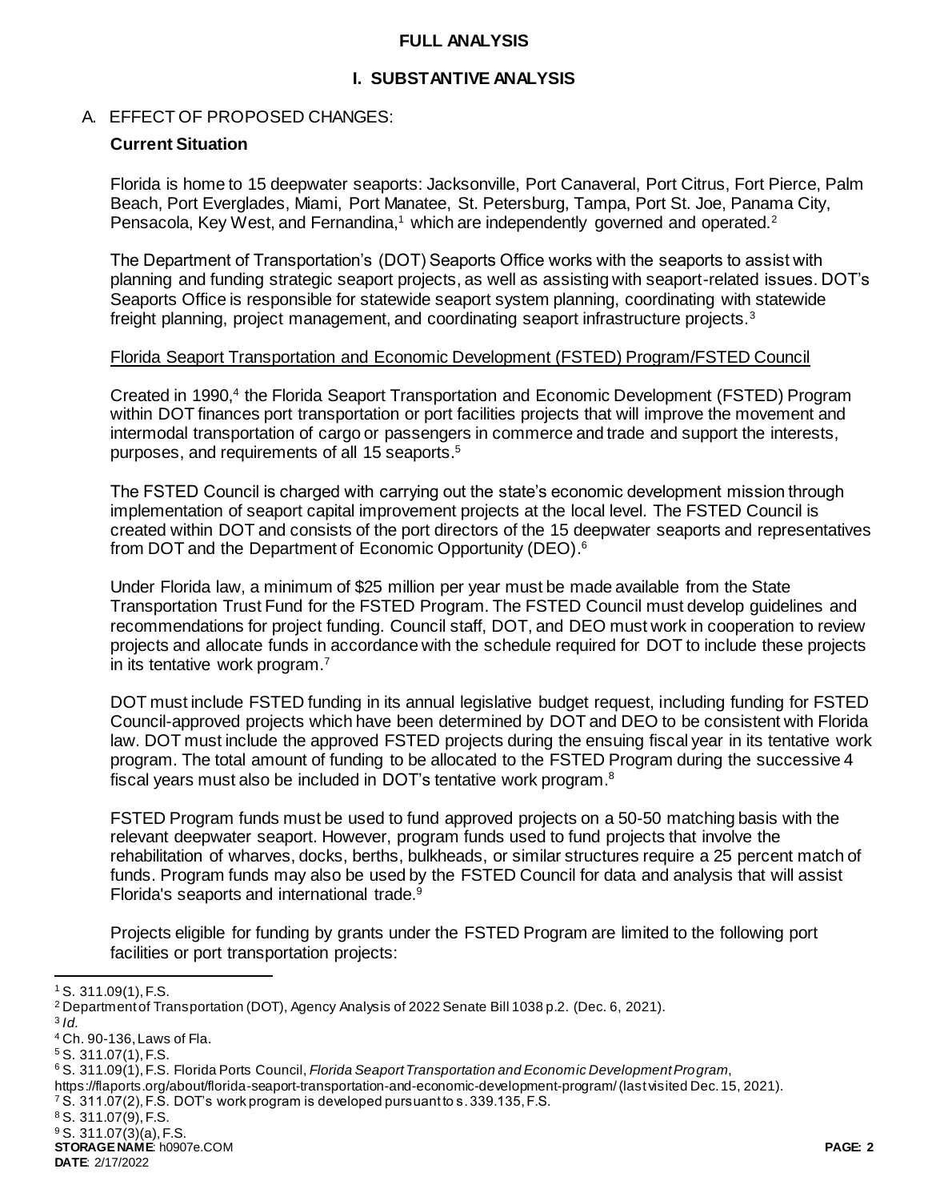# FULL ANALYSIS

## I. SUBSTANTIVE ANALYSIS

### A. EFFECT OF PROPOSED CHANGES:

**Current Situation**

Florida is home to 15 deepwater seaports: Jacksonville, Port Canaveral, Port Citrus, Fort Pierce, Palm Beach, Port Everglades, Miami, Port Manatee, St. Petersburg, Tampa, Port St. Joe, Panama City, Pensacola, Key West, and Fernandina,[1] which are independently governed and operated.[2]

The Department of Transportation's (DOT) Seaports Office works with the seaports to assist with planning and funding strategic seaport projects, as well as assisting with seaport-related issues. DOT's Seaports Office is responsible for statewide seaport system planning, coordinating with statewide freight planning, project management, and coordinating seaport infrastructure projects.[3]

Florida Seaport Transportation and Economic Development (FSTED) Program/FSTED Council

Created in 1990,[4] the Florida Seaport Transportation and Economic Development (FSTED) Program within DOT finances port transportation or port facilities projects that will improve the movement and intermodal transportation of cargo or passengers in commerce and trade and support the interests, purposes, and requirements of all 15 seaports.[5]

The FSTED Council is charged with carrying out the state's economic development mission through implementation of seaport capital improvement projects at the local level. The FSTED Council is created within DOT and consists of the port directors of the 15 deepwater seaports and representatives from DOT and the Department of Economic Opportunity (DEO).[6]

Under Florida law, a minimum of $25 million per year must be made available from the State Transportation Trust Fund for the FSTED Program. The FSTED Council must develop guidelines and recommendations for project funding. Council staff, DOT, and DEO must work in cooperation to review projects and allocate funds in accordance with the schedule required for DOT to include these projects in its tentative work program.[7]

DOT must include FSTED funding in its annual legislative budget request, including funding for FSTED Council-approved projects which have been determined by DOT and DEO to be consistent with Florida law. DOT must include the approved FSTED projects during the ensuing fiscal year in its tentative work program. The total amount of funding to be allocated to the FSTED Program during the successive 4 fiscal years must also be included in DOT's tentative work program.[8]

FSTED Program funds must be used to fund approved projects on a 50-50 matching basis with the relevant deepwater seaport. However, program funds used to fund projects that involve the rehabilitation of wharves, docks, berths, bulkheads, or similar structures require a 25 percent match of funds. Program funds may also be used by the FSTED Council for data and analysis that will assist Florida's seaports and international trade.[9]

Projects eligible for funding by grants under the FSTED Program are limited to the following port facilities or port transportation projects:

---

[1] S. 311.09(1), F.S.

[2] Department of Transportation (DOT), Agency Analysis of 2022 Senate Bill 1038 p.2. (Dec. 6, 2021).

[3] *Id.*

[4] Ch. 90-136, Laws of Fla.

[5] S. 311.07(1), F.S.

[6] S. 311.09(1), F.S. Florida Ports Council, *Florida Seaport Transportation and Economic Development Program*, https://flaports.org/about/florida-seaport-transportation-and-economic-development-program/ (last visited Dec. 15, 2021).

[7] S. 311.07(2), F.S. DOT's work program is developed pursuant to s. 339.135, F.S.

[8] S. 311.07(9), F.S.

[9] S. 311.07(3)(a), F.S.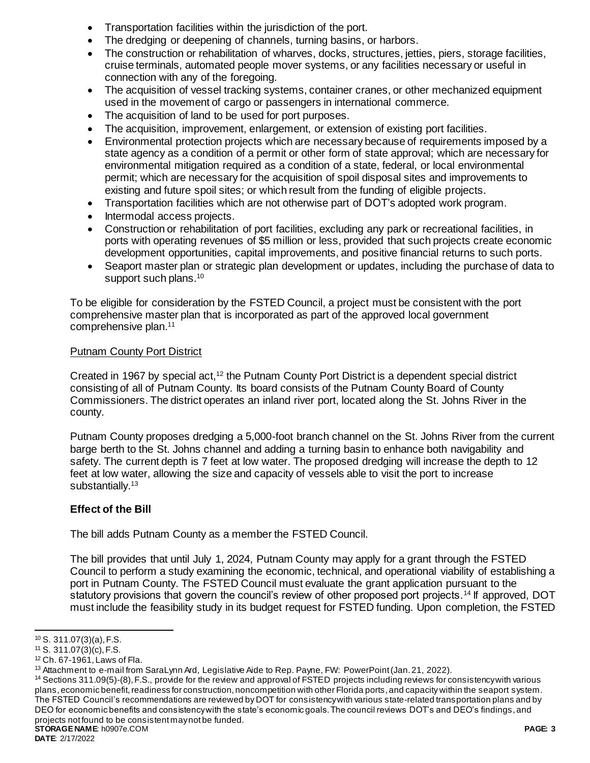- Transportation facilities within the jurisdiction of the port.
- The dredging or deepening of channels, turning basins, or harbors.
- The construction or rehabilitation of wharves, docks, structures, jetties, piers, storage facilities, cruise terminals, automated people mover systems, or any facilities necessary or useful in connection with any of the foregoing.
- The acquisition of vessel tracking systems, container cranes, or other mechanized equipment used in the movement of cargo or passengers in international commerce.
- The acquisition of land to be used for port purposes.
- The acquisition, improvement, enlargement, or extension of existing port facilities.
- Environmental protection projects which are necessary because of requirements imposed by a state agency as a condition of a permit or other form of state approval; which are necessary for environmental mitigation required as a condition of a state, federal, or local environmental permit; which are necessary for the acquisition of spoil disposal sites and improvements to existing and future spoil sites; or which result from the funding of eligible projects.
- Transportation facilities which are not otherwise part of DOT's adopted work program.
- Intermodal access projects.
- Construction or rehabilitation of port facilities, excluding any park or recreational facilities, in ports with operating revenues of $5 million or less, provided that such projects create economic development opportunities, capital improvements, and positive financial returns to such ports.
- Seaport master plan or strategic plan development or updates, including the purchase of data to support such plans.[10]

To be eligible for consideration by the FSTED Council, a project must be consistent with the port comprehensive master plan that is incorporated as part of the approved local government comprehensive plan.[11]

Putnam County Port District

Created in 1967 by special act,[12] the Putnam County Port District is a dependent special district consisting of all of Putnam County. Its board consists of the Putnam County Board of County Commissioners. The district operates an inland river port, located along the St. Johns River in the county.

Putnam County proposes dredging a 5,000-foot branch channel on the St. Johns River from the current barge berth to the St. Johns channel and adding a turning basin to enhance both navigability and safety. The current depth is 7 feet at low water. The proposed dredging will increase the depth to 12 feet at low water, allowing the size and capacity of vessels able to visit the port to increase substantially.[13]

**Effect of the Bill**

The bill adds Putnam County as a member the FSTED Council.

The bill provides that until July 1, 2024, Putnam County may apply for a grant through the FSTED Council to perform a study examining the economic, technical, and operational viability of establishing a port in Putnam County. The FSTED Council must evaluate the grant application pursuant to the statutory provisions that govern the council's review of other proposed port projects.[14] If approved, DOT must include the feasibility study in its budget request for FSTED funding. Upon completion, the FSTED

---

[10] S. 311.07(3)(a), F.S.

[11] S. 311.07(3)(c), F.S.

[12] Ch. 67-1961, Laws of Fla.

[13] Attachment to e-mail from SaraLynn Ard, Legislative Aide to Rep. Payne, FW: PowerPoint (Jan. 21, 2022).

[14] Sections 311.09(5)-(8), F.S., provide for the review and approval of FSTED projects including reviews for consistency with various plans, economic benefit, readiness for construction, noncompetition with other Florida ports, and capacity within the seaport system. The FSTED Council's recommendations are reviewed by DOT for consistency with various state-related transportation plans and by DEO for economic benefits and consistency with the state's economic goals. The council reviews DOT's and DEO's findings, and projects not found to be consistent may not be funded.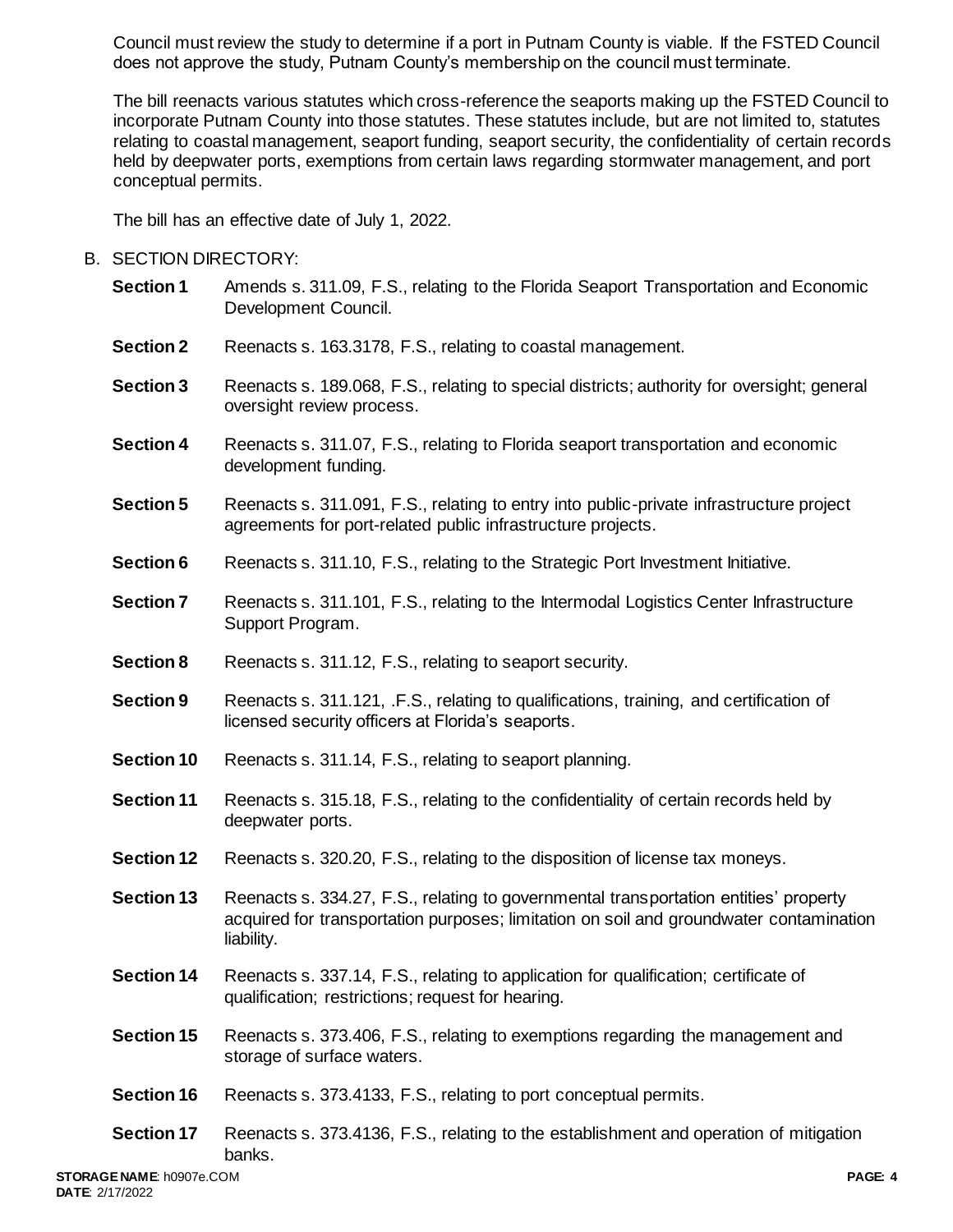Council must review the study to determine if a port in Putnam County is viable. If the FSTED Council does not approve the study, Putnam County's membership on the council must terminate.

The bill reenacts various statutes which cross-reference the seaports making up the FSTED Council to incorporate Putnam County into those statutes. These statutes include, but are not limited to, statutes relating to coastal management, seaport funding, seaport security, the confidentiality of certain records held by deepwater ports, exemptions from certain laws regarding stormwater management, and port conceptual permits.

The bill has an effective date of July 1, 2022.

B. SECTION DIRECTORY:

**Section 1** Amends s. 311.09, F.S., relating to the Florida Seaport Transportation and Economic Development Council.

**Section 2** Reenacts s. 163.3178, F.S., relating to coastal management.

**Section 3** Reenacts s. 189.068, F.S., relating to special districts; authority for oversight; general oversight review process.

**Section 4** Reenacts s. 311.07, F.S., relating to Florida seaport transportation and economic development funding.

**Section 5** Reenacts s. 311.091, F.S., relating to entry into public-private infrastructure project agreements for port-related public infrastructure projects.

**Section 6** Reenacts s. 311.10, F.S., relating to the Strategic Port Investment Initiative.

**Section 7** Reenacts s. 311.101, F.S., relating to the Intermodal Logistics Center Infrastructure Support Program.

**Section 8** Reenacts s. 311.12, F.S., relating to seaport security.

**Section 9** Reenacts s. 311.121, .F.S., relating to qualifications, training, and certification of licensed security officers at Florida's seaports.

**Section 10** Reenacts s. 311.14, F.S., relating to seaport planning.

**Section 11** Reenacts s. 315.18, F.S., relating to the confidentiality of certain records held by deepwater ports.

**Section 12** Reenacts s. 320.20, F.S., relating to the disposition of license tax moneys.

**Section 13** Reenacts s. 334.27, F.S., relating to governmental transportation entities' property acquired for transportation purposes; limitation on soil and groundwater contamination liability.

**Section 14** Reenacts s. 337.14, F.S., relating to application for qualification; certificate of qualification; restrictions; request for hearing.

**Section 15** Reenacts s. 373.406, F.S., relating to exemptions regarding the management and storage of surface waters.

**Section 16** Reenacts s. 373.4133, F.S., relating to port conceptual permits.

**Section 17** Reenacts s. 373.4136, F.S., relating to the establishment and operation of mitigation banks.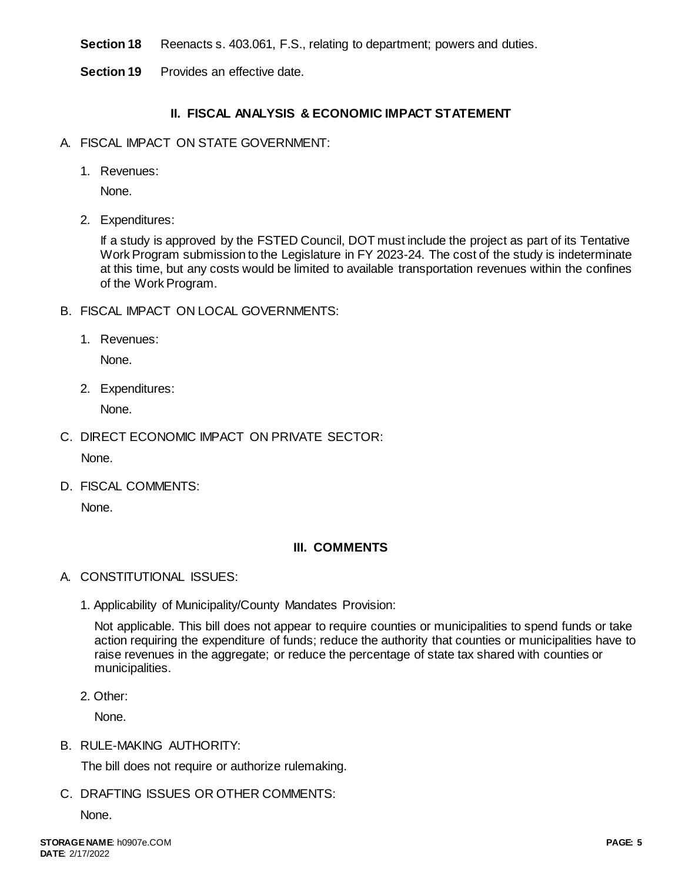**Section 18** Reenacts s. 403.061, F.S., relating to department; powers and duties.

**Section 19** Provides an effective date.

## II. FISCAL ANALYSIS & ECONOMIC IMPACT STATEMENT

A. FISCAL IMPACT ON STATE GOVERNMENT:

1. Revenues:

   None.

2. Expenditures:

   If a study is approved by the FSTED Council, DOT must include the project as part of its Tentative Work Program submission to the Legislature in FY 2023-24. The cost of the study is indeterminate at this time, but any costs would be limited to available transportation revenues within the confines of the Work Program.

B. FISCAL IMPACT ON LOCAL GOVERNMENTS:

1. Revenues:

   None.

2. Expenditures:

   None.

C. DIRECT ECONOMIC IMPACT ON PRIVATE SECTOR:

   None.

D. FISCAL COMMENTS:

   None.

## III. COMMENTS

A. CONSTITUTIONAL ISSUES:

1. Applicability of Municipality/County Mandates Provision:

   Not applicable. This bill does not appear to require counties or municipalities to spend funds or take action requiring the expenditure of funds; reduce the authority that counties or municipalities have to raise revenues in the aggregate; or reduce the percentage of state tax shared with counties or municipalities.

2. Other:

   None.

B. RULE-MAKING AUTHORITY:

   The bill does not require or authorize rulemaking.

C. DRAFTING ISSUES OR OTHER COMMENTS:

   None.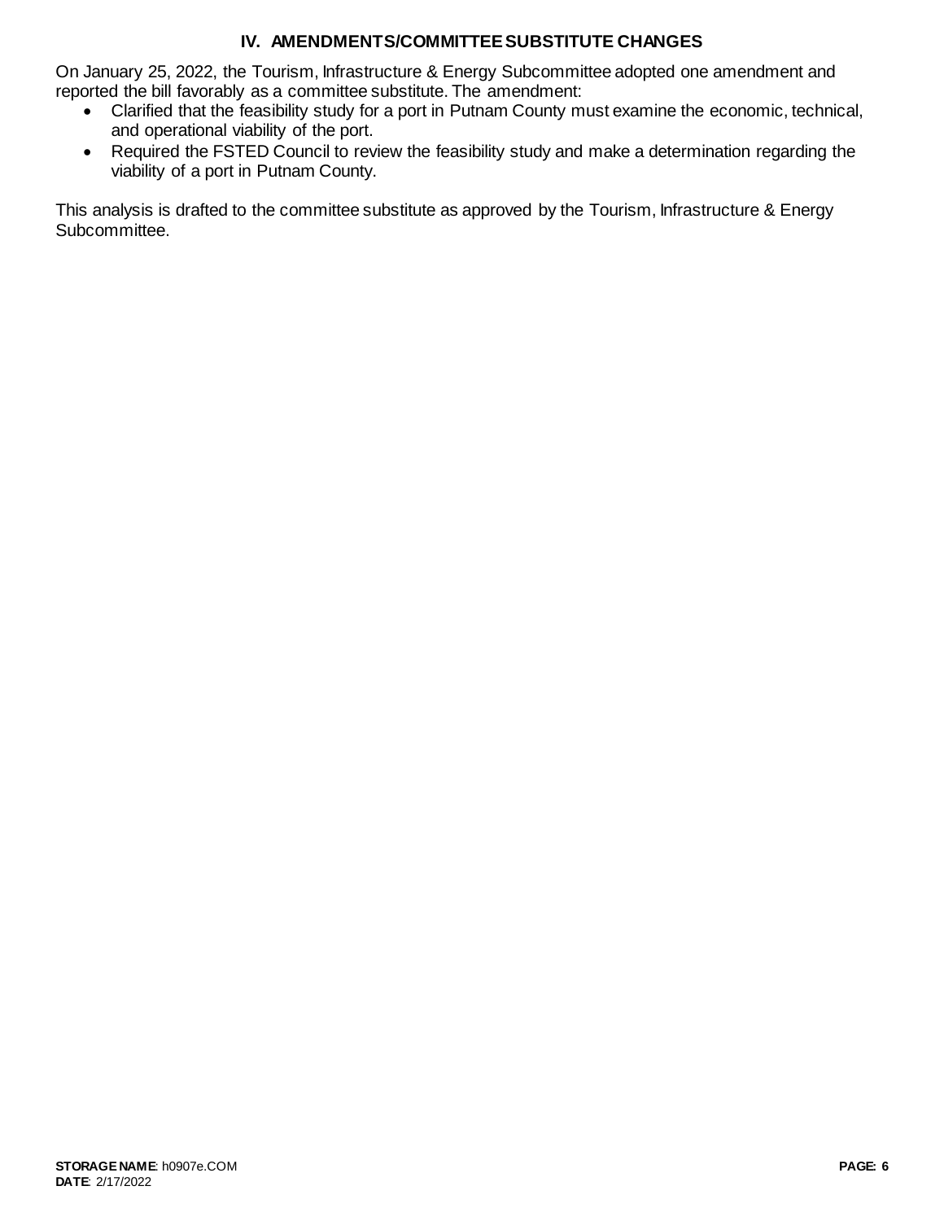## IV. AMENDMENTS/COMMITTEE SUBSTITUTE CHANGES

On January 25, 2022, the Tourism, Infrastructure & Energy Subcommittee adopted one amendment and reported the bill favorably as a committee substitute. The amendment:

- Clarified that the feasibility study for a port in Putnam County must examine the economic, technical, and operational viability of the port.
- Required the FSTED Council to review the feasibility study and make a determination regarding the viability of a port in Putnam County.

This analysis is drafted to the committee substitute as approved by the Tourism, Infrastructure & Energy Subcommittee.